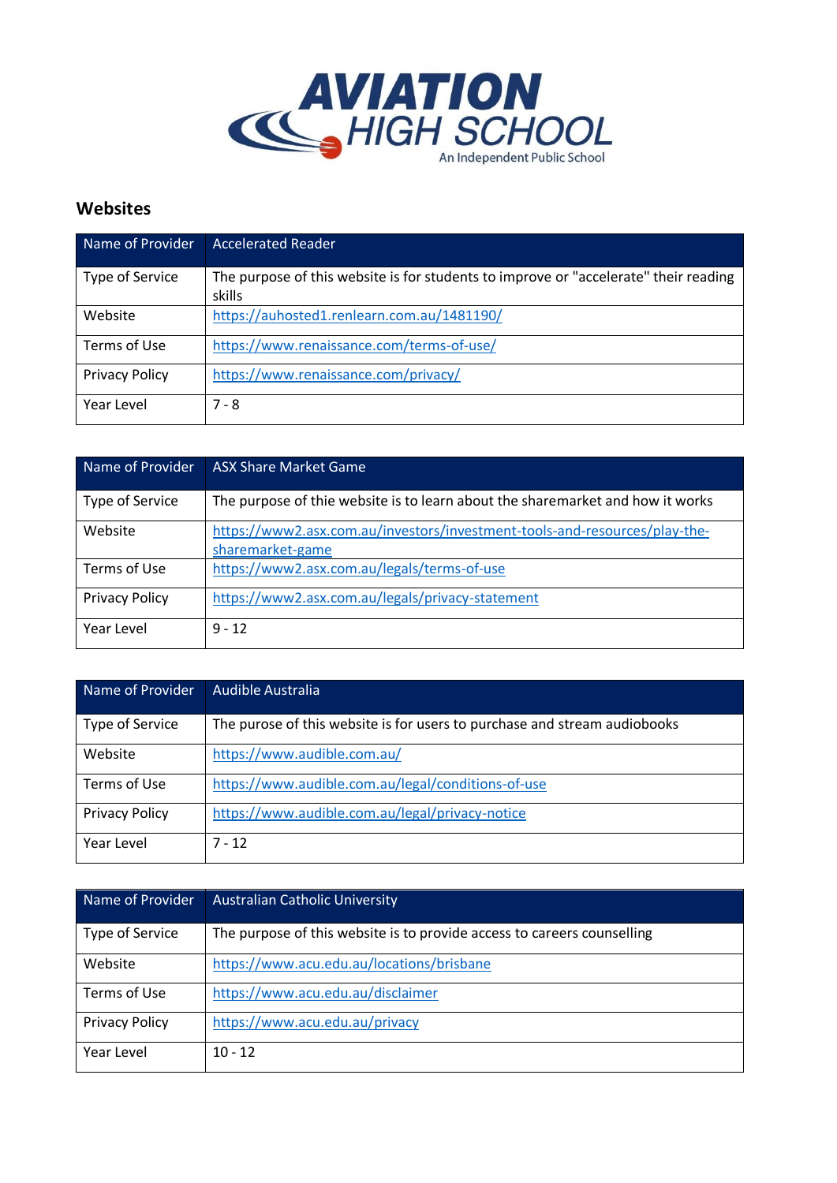# AVIATION HIGH SCHOOL

An Independent Public School

## Websites

| Name of Provider | Accelerated Reader |
|---|---|
| Type of Service | The purpose of this website is for students to improve or "accelerate" their reading skills |
| Website | https://auhosted1.renlearn.com.au/1481190/ |
| Terms of Use | https://www.renaissance.com/terms-of-use/ |
| Privacy Policy | https://www.renaissance.com/privacy/ |
| Year Level | 7 - 8 |

| Name of Provider | ASX Share Market Game |
|---|---|
| Type of Service | The purpose of thie website is to learn about the sharemarket and how it works |
| Website | https://www2.asx.com.au/investors/investment-tools-and-resources/play-the-sharemarket-game |
| Terms of Use | https://www2.asx.com.au/legals/terms-of-use |
| Privacy Policy | https://www2.asx.com.au/legals/privacy-statement |
| Year Level | 9 - 12 |

| Name of Provider | Audible Australia |
|---|---|
| Type of Service | The purose of this website is for users to purchase and stream audiobooks |
| Website | https://www.audible.com.au/ |
| Terms of Use | https://www.audible.com.au/legal/conditions-of-use |
| Privacy Policy | https://www.audible.com.au/legal/privacy-notice |
| Year Level | 7 - 12 |

| Name of Provider | Australian Catholic University |
|---|---|
| Type of Service | The purpose of this website is to provide access to careers counselling |
| Website | https://www.acu.edu.au/locations/brisbane |
| Terms of Use | https://www.acu.edu.au/disclaimer |
| Privacy Policy | https://www.acu.edu.au/privacy |
| Year Level | 10 - 12 |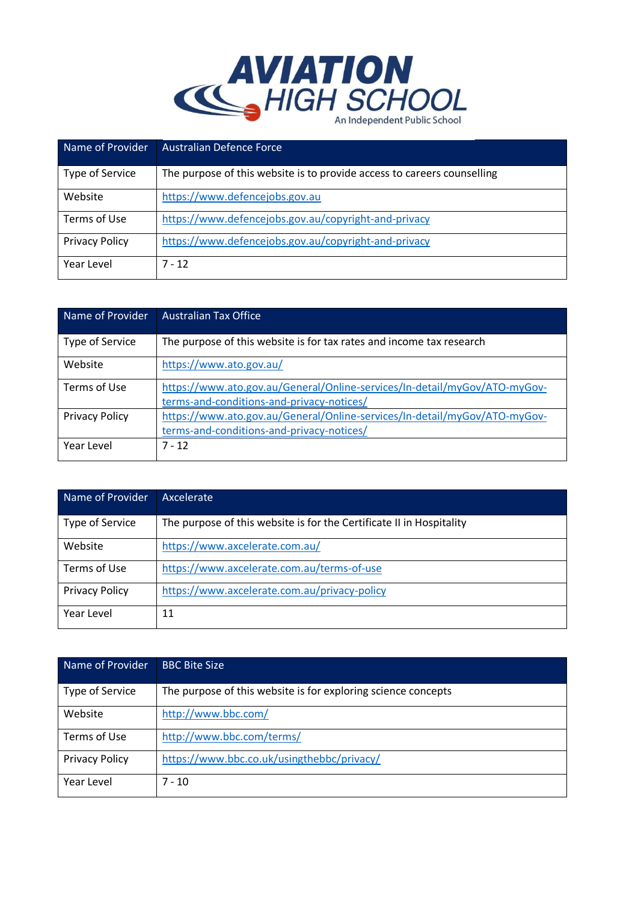# AVIATION HIGH SCHOOL

An Independent Public School

| Name of Provider | Australian Defence Force |
|---|---|
| Type of Service | The purpose of this website is to provide access to careers counselling |
| Website | https://www.defencejobs.gov.au |
| Terms of Use | https://www.defencejobs.gov.au/copyright-and-privacy |
| Privacy Policy | https://www.defencejobs.gov.au/copyright-and-privacy |
| Year Level | 7 - 12 |

| Name of Provider | Australian Tax Office |
|---|---|
| Type of Service | The purpose of this website is for tax rates and income tax research |
| Website | https://www.ato.gov.au/ |
| Terms of Use | https://www.ato.gov.au/General/Online-services/In-detail/myGov/ATO-myGov-terms-and-conditions-and-privacy-notices/ |
| Privacy Policy | https://www.ato.gov.au/General/Online-services/In-detail/myGov/ATO-myGov-terms-and-conditions-and-privacy-notices/ |
| Year Level | 7 - 12 |

| Name of Provider | Axcelerate |
|---|---|
| Type of Service | The purpose of this website is for the Certificate II in Hospitality |
| Website | https://www.axcelerate.com.au/ |
| Terms of Use | https://www.axcelerate.com.au/terms-of-use |
| Privacy Policy | https://www.axcelerate.com.au/privacy-policy |
| Year Level | 11 |

| Name of Provider | BBC Bite Size |
|---|---|
| Type of Service | The purpose of this website is for exploring science concepts |
| Website | http://www.bbc.com/ |
| Terms of Use | http://www.bbc.com/terms/ |
| Privacy Policy | https://www.bbc.co.uk/usingthebbc/privacy/ |
| Year Level | 7 - 10 |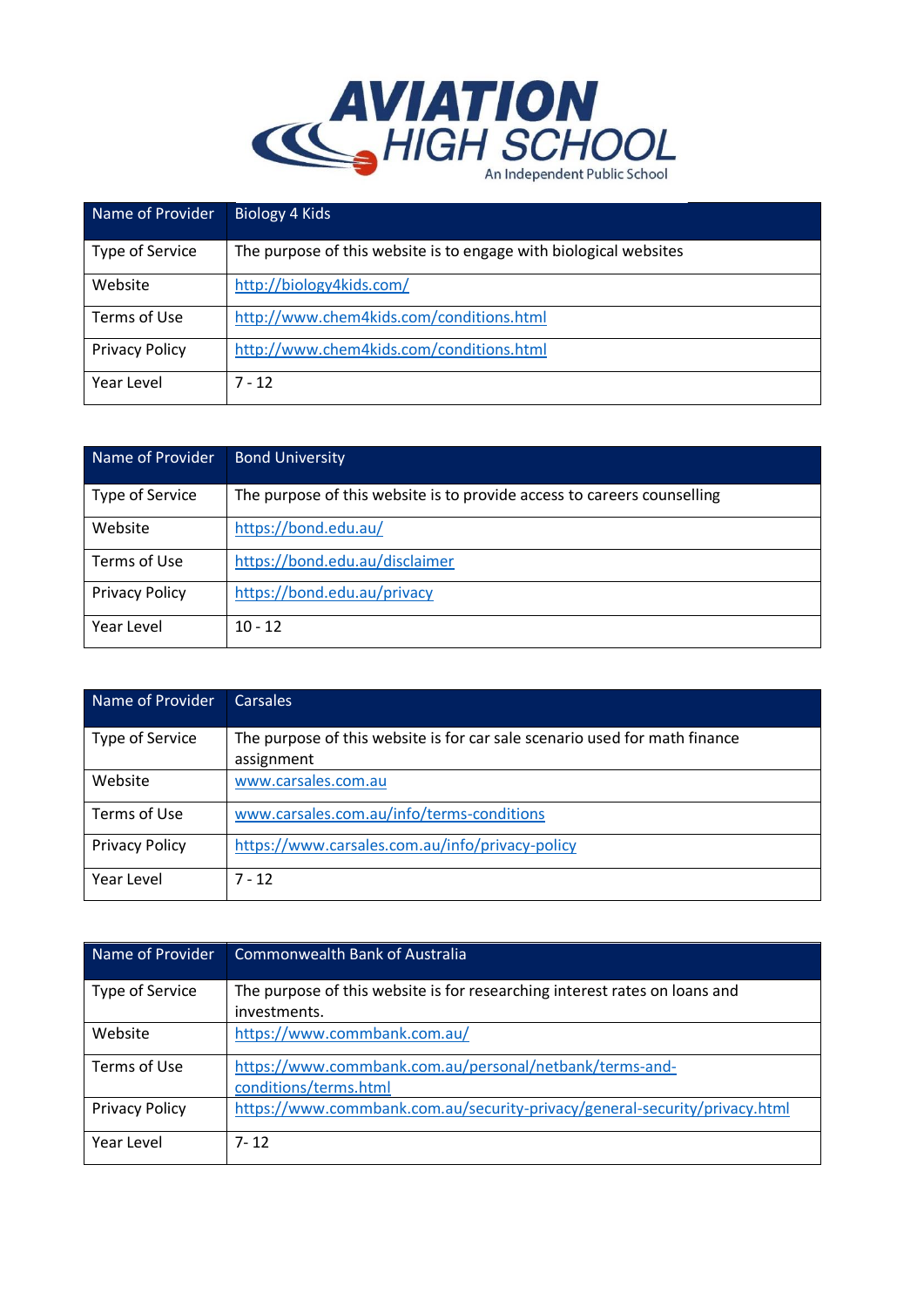| Name of Provider | Biology 4 Kids |
|---|---|
| Type of Service | The purpose of this website is to engage with biological websites |
| Website | http://biology4kids.com/ |
| Terms of Use | http://www.chem4kids.com/conditions.html |
| Privacy Policy | http://www.chem4kids.com/conditions.html |
| Year Level | 7 - 12 |

| Name of Provider | Bond University |
|---|---|
| Type of Service | The purpose of this website is to provide access to careers counselling |
| Website | https://bond.edu.au/ |
| Terms of Use | https://bond.edu.au/disclaimer |
| Privacy Policy | https://bond.edu.au/privacy |
| Year Level | 10 - 12 |

| Name of Provider | Carsales |
|---|---|
| Type of Service | The purpose of this website is for car sale scenario used for math finance assignment |
| Website | www.carsales.com.au |
| Terms of Use | www.carsales.com.au/info/terms-conditions |
| Privacy Policy | https://www.carsales.com.au/info/privacy-policy |
| Year Level | 7 - 12 |

| Name of Provider | Commonwealth Bank of Australia |
|---|---|
| Type of Service | The purpose of this website is for researching interest rates on loans and investments. |
| Website | https://www.commbank.com.au/ |
| Terms of Use | https://www.commbank.com.au/personal/netbank/terms-and-conditions/terms.html |
| Privacy Policy | https://www.commbank.com.au/security-privacy/general-security/privacy.html |
| Year Level | 7- 12 |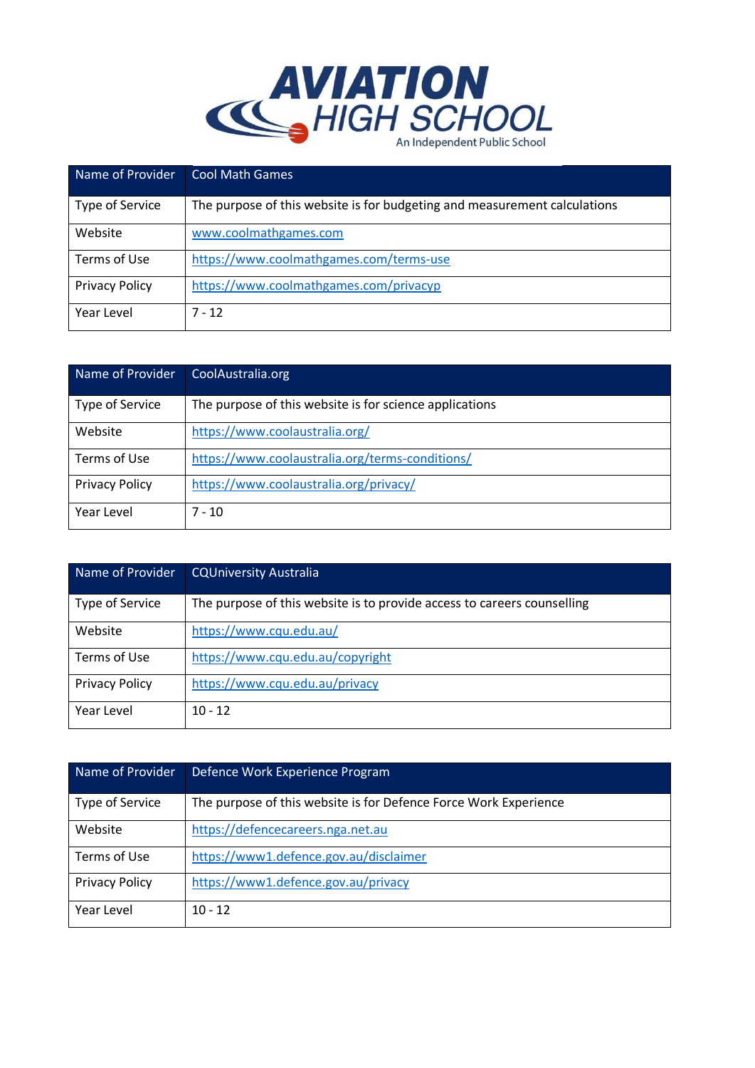| Name of Provider | Cool Math Games |
|---|---|
| Type of Service | The purpose of this website is for budgeting and measurement calculations |
| Website | www.coolmathgames.com |
| Terms of Use | https://www.coolmathgames.com/terms-use |
| Privacy Policy | https://www.coolmathgames.com/privacyp |
| Year Level | 7 - 12 |

| Name of Provider | CoolAustralia.org |
|---|---|
| Type of Service | The purpose of this website is for science applications |
| Website | https://www.coolaustralia.org/ |
| Terms of Use | https://www.coolaustralia.org/terms-conditions/ |
| Privacy Policy | https://www.coolaustralia.org/privacy/ |
| Year Level | 7 - 10 |

| Name of Provider | CQUniversity Australia |
|---|---|
| Type of Service | The purpose of this website is to provide access to careers counselling |
| Website | https://www.cqu.edu.au/ |
| Terms of Use | https://www.cqu.edu.au/copyright |
| Privacy Policy | https://www.cqu.edu.au/privacy |
| Year Level | 10 - 12 |

| Name of Provider | Defence Work Experience Program |
|---|---|
| Type of Service | The purpose of this website is for Defence Force Work Experience |
| Website | https://defencecareers.nga.net.au |
| Terms of Use | https://www1.defence.gov.au/disclaimer |
| Privacy Policy | https://www1.defence.gov.au/privacy |
| Year Level | 10 - 12 |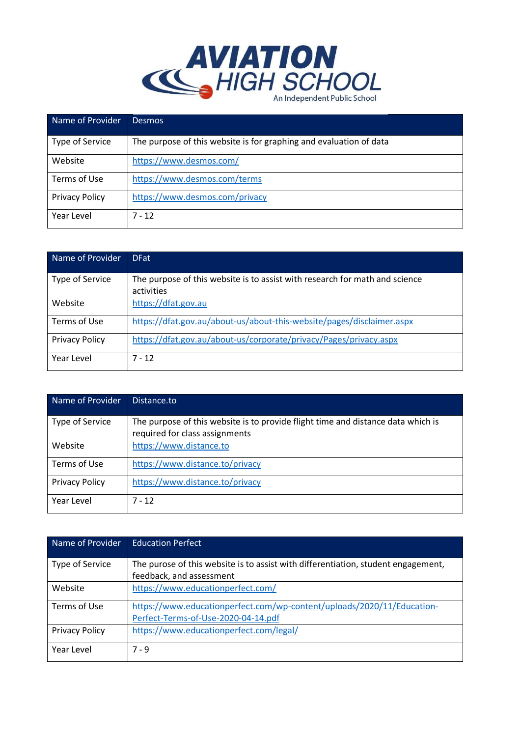| Name of Provider | Desmos |
|---|---|
| Type of Service | The purpose of this website is for graphing and evaluation of data |
| Website | https://www.desmos.com/ |
| Terms of Use | https://www.desmos.com/terms |
| Privacy Policy | https://www.desmos.com/privacy |
| Year Level | 7 - 12 |

| Name of Provider | DFat |
|---|---|
| Type of Service | The purpose of this website is to assist with research for math and science activities |
| Website | https://dfat.gov.au |
| Terms of Use | https://dfat.gov.au/about-us/about-this-website/pages/disclaimer.aspx |
| Privacy Policy | https://dfat.gov.au/about-us/corporate/privacy/Pages/privacy.aspx |
| Year Level | 7 - 12 |

| Name of Provider | Distance.to |
|---|---|
| Type of Service | The purpose of this website is to provide flight time and distance data which is required for class assignments |
| Website | https://www.distance.to |
| Terms of Use | https://www.distance.to/privacy |
| Privacy Policy | https://www.distance.to/privacy |
| Year Level | 7 - 12 |

| Name of Provider | Education Perfect |
|---|---|
| Type of Service | The purose of this website is to assist with differentiation, student engagement, feedback, and assessment |
| Website | https://www.educationperfect.com/ |
| Terms of Use | https://www.educationperfect.com/wp-content/uploads/2020/11/Education-Perfect-Terms-of-Use-2020-04-14.pdf |
| Privacy Policy | https://www.educationperfect.com/legal/ |
| Year Level | 7 - 9 |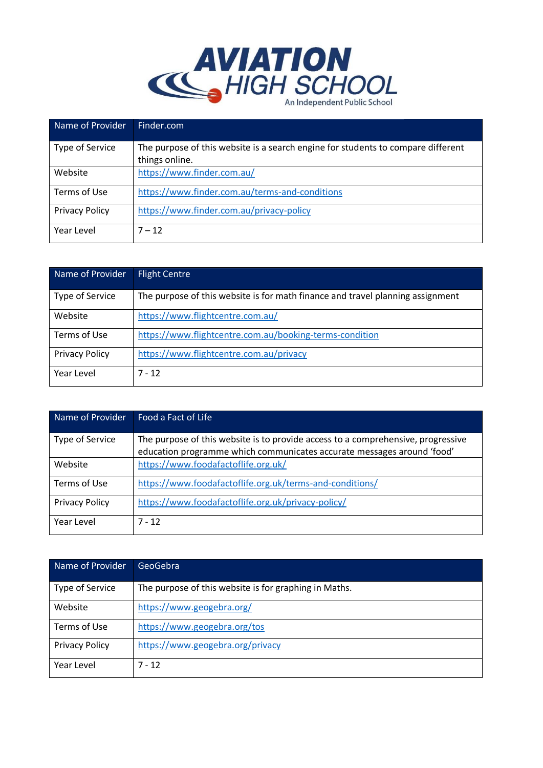| Name of Provider | Finder.com |
|---|---|
| Type of Service | The purpose of this website is a search engine for students to compare different things online. |
| Website | https://www.finder.com.au/ |
| Terms of Use | https://www.finder.com.au/terms-and-conditions |
| Privacy Policy | https://www.finder.com.au/privacy-policy |
| Year Level | 7 – 12 |

| Name of Provider | Flight Centre |
|---|---|
| Type of Service | The purpose of this website is for math finance and travel planning assignment |
| Website | https://www.flightcentre.com.au/ |
| Terms of Use | https://www.flightcentre.com.au/booking-terms-condition |
| Privacy Policy | https://www.flightcentre.com.au/privacy |
| Year Level | 7 - 12 |

| Name of Provider | Food a Fact of Life |
|---|---|
| Type of Service | The purpose of this website is to provide access to a comprehensive, progressive education programme which communicates accurate messages around 'food' |
| Website | https://www.foodafactoflife.org.uk/ |
| Terms of Use | https://www.foodafactoflife.org.uk/terms-and-conditions/ |
| Privacy Policy | https://www.foodafactoflife.org.uk/privacy-policy/ |
| Year Level | 7 - 12 |

| Name of Provider | GeoGebra |
|---|---|
| Type of Service | The purpose of this website is for graphing in Maths. |
| Website | https://www.geogebra.org/ |
| Terms of Use | https://www.geogebra.org/tos |
| Privacy Policy | https://www.geogebra.org/privacy |
| Year Level | 7 - 12 |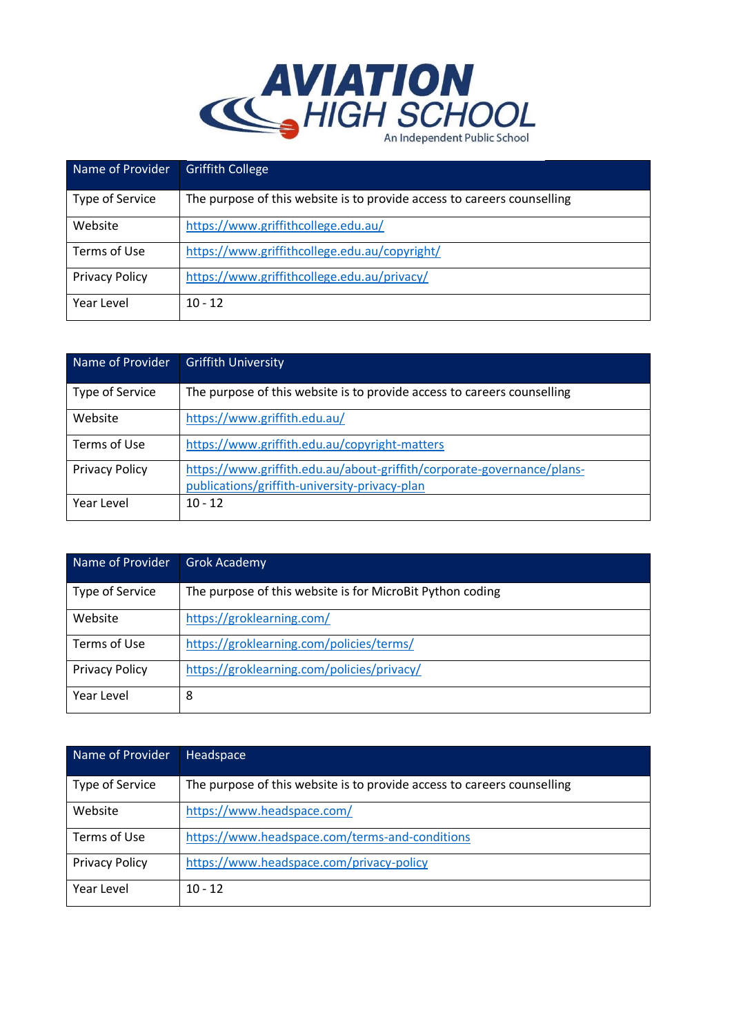| Name of Provider | Griffith College |
| --- | --- |
| Type of Service | The purpose of this website is to provide access to careers counselling |
| Website | https://www.griffithcollege.edu.au/ |
| Terms of Use | https://www.griffithcollege.edu.au/copyright/ |
| Privacy Policy | https://www.griffithcollege.edu.au/privacy/ |
| Year Level | 10 - 12 |

| Name of Provider | Griffith University |
| --- | --- |
| Type of Service | The purpose of this website is to provide access to careers counselling |
| Website | https://www.griffith.edu.au/ |
| Terms of Use | https://www.griffith.edu.au/copyright-matters |
| Privacy Policy | https://www.griffith.edu.au/about-griffith/corporate-governance/plans-publications/griffith-university-privacy-plan |
| Year Level | 10 - 12 |

| Name of Provider | Grok Academy |
| --- | --- |
| Type of Service | The purpose of this website is for MicroBit Python coding |
| Website | https://groklearning.com/ |
| Terms of Use | https://groklearning.com/policies/terms/ |
| Privacy Policy | https://groklearning.com/policies/privacy/ |
| Year Level | 8 |

| Name of Provider | Headspace |
| --- | --- |
| Type of Service | The purpose of this website is to provide access to careers counselling |
| Website | https://www.headspace.com/ |
| Terms of Use | https://www.headspace.com/terms-and-conditions |
| Privacy Policy | https://www.headspace.com/privacy-policy |
| Year Level | 10 - 12 |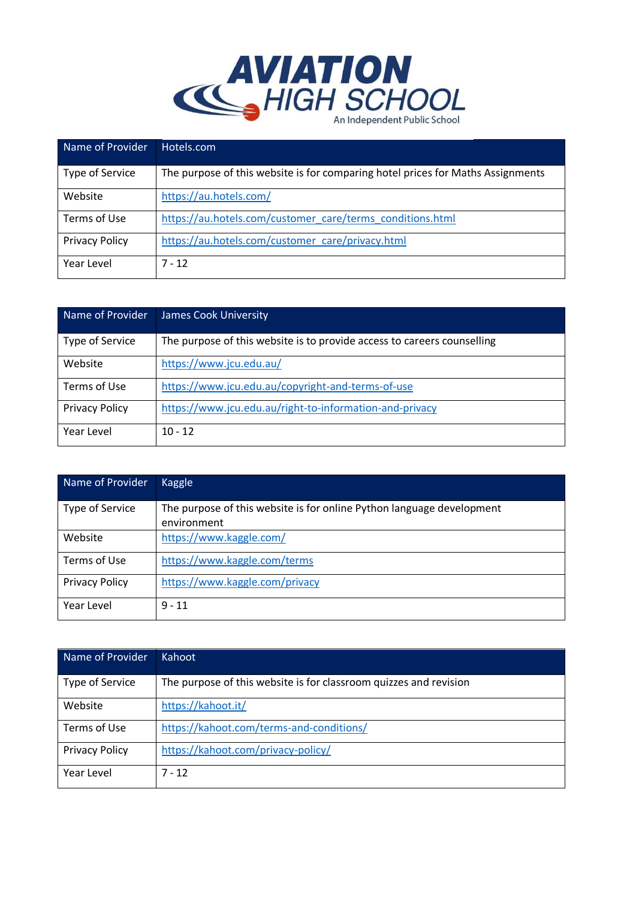| Name of Provider | Hotels.com |
| --- | --- |
| Type of Service | The purpose of this website is for comparing hotel prices for Maths Assignments |
| Website | https://au.hotels.com/ |
| Terms of Use | https://au.hotels.com/customer_care/terms_conditions.html |
| Privacy Policy | https://au.hotels.com/customer_care/privacy.html |
| Year Level | 7 - 12 |

| Name of Provider | James Cook University |
| --- | --- |
| Type of Service | The purpose of this website is to provide access to careers counselling |
| Website | https://www.jcu.edu.au/ |
| Terms of Use | https://www.jcu.edu.au/copyright-and-terms-of-use |
| Privacy Policy | https://www.jcu.edu.au/right-to-information-and-privacy |
| Year Level | 10 - 12 |

| Name of Provider | Kaggle |
| --- | --- |
| Type of Service | The purpose of this website is for online Python language development environment |
| Website | https://www.kaggle.com/ |
| Terms of Use | https://www.kaggle.com/terms |
| Privacy Policy | https://www.kaggle.com/privacy |
| Year Level | 9 - 11 |

| Name of Provider | Kahoot |
| --- | --- |
| Type of Service | The purpose of this website is for classroom quizzes and revision |
| Website | https://kahoot.it/ |
| Terms of Use | https://kahoot.com/terms-and-conditions/ |
| Privacy Policy | https://kahoot.com/privacy-policy/ |
| Year Level | 7 - 12 |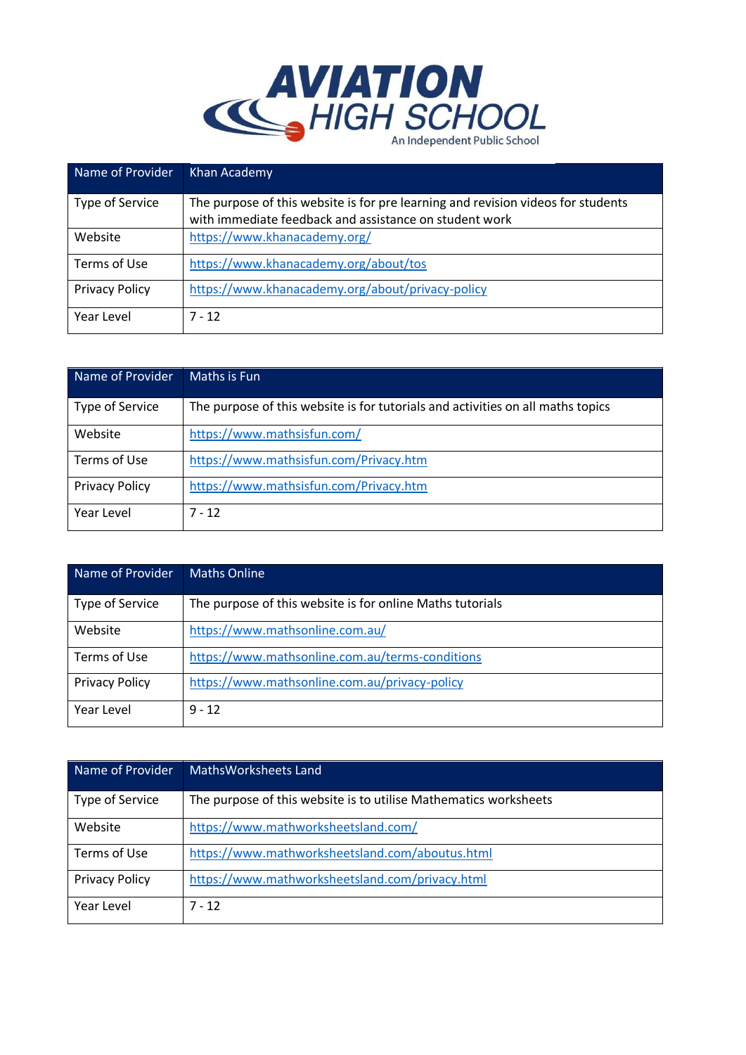| Name of Provider | Khan Academy |
| --- | --- |
| Type of Service | The purpose of this website is for pre learning and revision videos for students with immediate feedback and assistance on student work |
| Website | https://www.khanacademy.org/ |
| Terms of Use | https://www.khanacademy.org/about/tos |
| Privacy Policy | https://www.khanacademy.org/about/privacy-policy |
| Year Level | 7 - 12 |

| Name of Provider | Maths is Fun |
| --- | --- |
| Type of Service | The purpose of this website is for tutorials and activities on all maths topics |
| Website | https://www.mathsisfun.com/ |
| Terms of Use | https://www.mathsisfun.com/Privacy.htm |
| Privacy Policy | https://www.mathsisfun.com/Privacy.htm |
| Year Level | 7 - 12 |

| Name of Provider | Maths Online |
| --- | --- |
| Type of Service | The purpose of this website is for online Maths tutorials |
| Website | https://www.mathsonline.com.au/ |
| Terms of Use | https://www.mathsonline.com.au/terms-conditions |
| Privacy Policy | https://www.mathsonline.com.au/privacy-policy |
| Year Level | 9 - 12 |

| Name of Provider | MathsWorksheets Land |
| --- | --- |
| Type of Service | The purpose of this website is to utilise Mathematics worksheets |
| Website | https://www.mathworksheetsland.com/ |
| Terms of Use | https://www.mathworksheetsland.com/aboutus.html |
| Privacy Policy | https://www.mathworksheetsland.com/privacy.html |
| Year Level | 7 - 12 |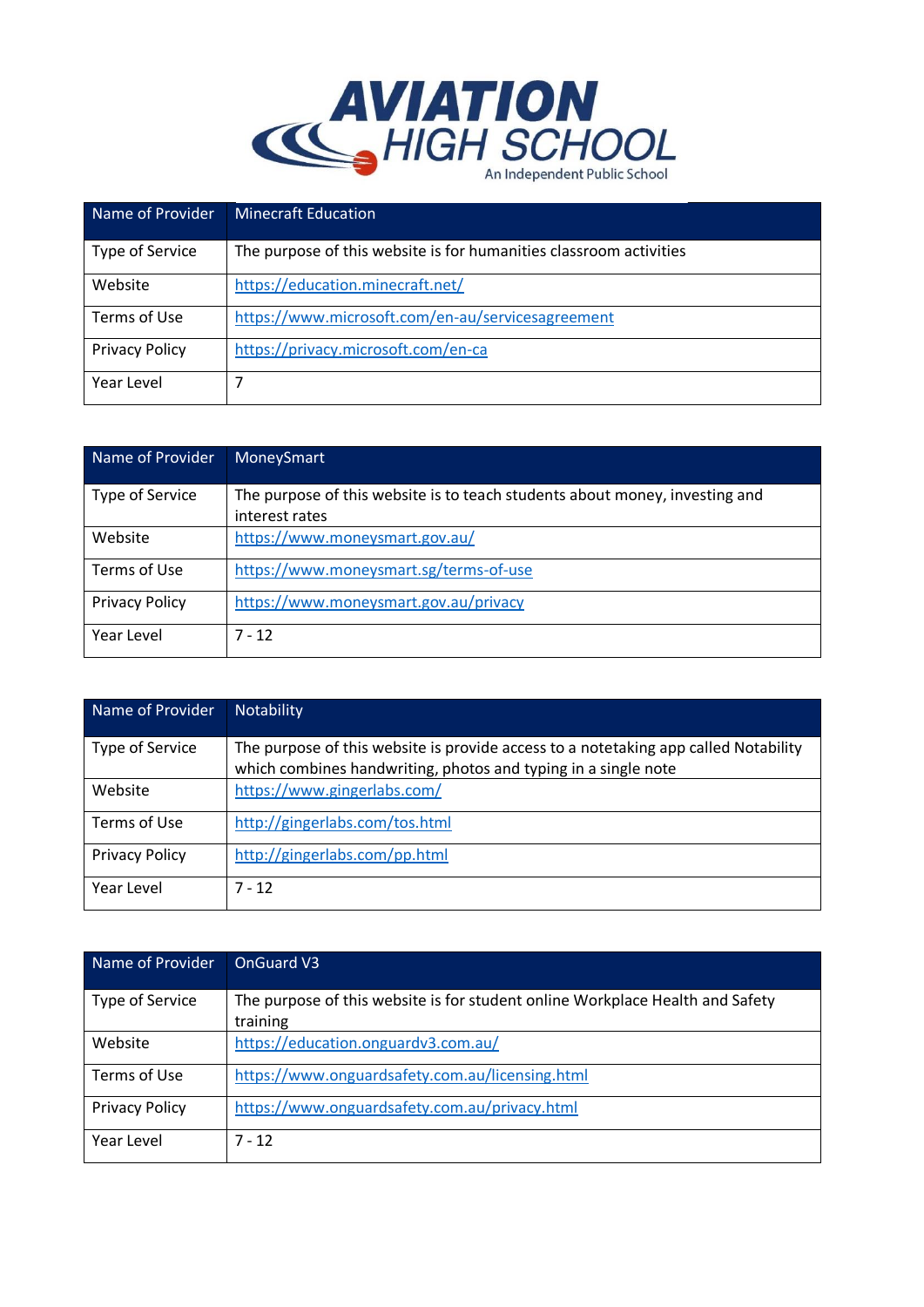| Name of Provider | Minecraft Education |
| --- | --- |
| Type of Service | The purpose of this website is for humanities classroom activities |
| Website | https://education.minecraft.net/ |
| Terms of Use | https://www.microsoft.com/en-au/servicesagreement |
| Privacy Policy | https://privacy.microsoft.com/en-ca |
| Year Level | 7 |

| Name of Provider | MoneySmart |
| --- | --- |
| Type of Service | The purpose of this website is to teach students about money, investing and interest rates |
| Website | https://www.moneysmart.gov.au/ |
| Terms of Use | https://www.moneysmart.sg/terms-of-use |
| Privacy Policy | https://www.moneysmart.gov.au/privacy |
| Year Level | 7 - 12 |

| Name of Provider | Notability |
| --- | --- |
| Type of Service | The purpose of this website is provide access to a notetaking app called Notability which combines handwriting, photos and typing in a single note |
| Website | https://www.gingerlabs.com/ |
| Terms of Use | http://gingerlabs.com/tos.html |
| Privacy Policy | http://gingerlabs.com/pp.html |
| Year Level | 7 - 12 |

| Name of Provider | OnGuard V3 |
| --- | --- |
| Type of Service | The purpose of this website is for student online Workplace Health and Safety training |
| Website | https://education.onguardv3.com.au/ |
| Terms of Use | https://www.onguardsafety.com.au/licensing.html |
| Privacy Policy | https://www.onguardsafety.com.au/privacy.html |
| Year Level | 7 - 12 |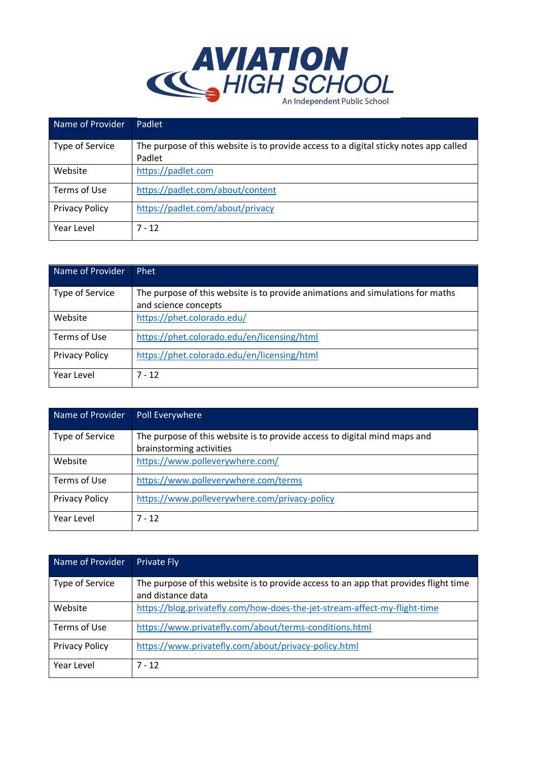| Name of Provider | Padlet |
|---|---|
| Type of Service | The purpose of this website is to provide access to a digital sticky notes app called Padlet |
| Website | https://padlet.com |
| Terms of Use | https://padlet.com/about/content |
| Privacy Policy | https://padlet.com/about/privacy |
| Year Level | 7 - 12 |

| Name of Provider | Phet |
|---|---|
| Type of Service | The purpose of this website is to provide animations and simulations for maths and science concepts |
| Website | https://phet.colorado.edu/ |
| Terms of Use | https://phet.colorado.edu/en/licensing/html |
| Privacy Policy | https://phet.colorado.edu/en/licensing/html |
| Year Level | 7 - 12 |

| Name of Provider | Poll Everywhere |
|---|---|
| Type of Service | The purpose of this website is to provide access to digital mind maps and brainstorming activities |
| Website | https://www.polleverywhere.com/ |
| Terms of Use | https://www.polleverywhere.com/terms |
| Privacy Policy | https://www.polleverywhere.com/privacy-policy |
| Year Level | 7 - 12 |

| Name of Provider | Private Fly |
|---|---|
| Type of Service | The purpose of this website is to provide access to an app that provides flight time and distance data |
| Website | https://blog.privatefly.com/how-does-the-jet-stream-affect-my-flight-time |
| Terms of Use | https://www.privatefly.com/about/terms-conditions.html |
| Privacy Policy | https://www.privatefly.com/about/privacy-policy.html |
| Year Level | 7 - 12 |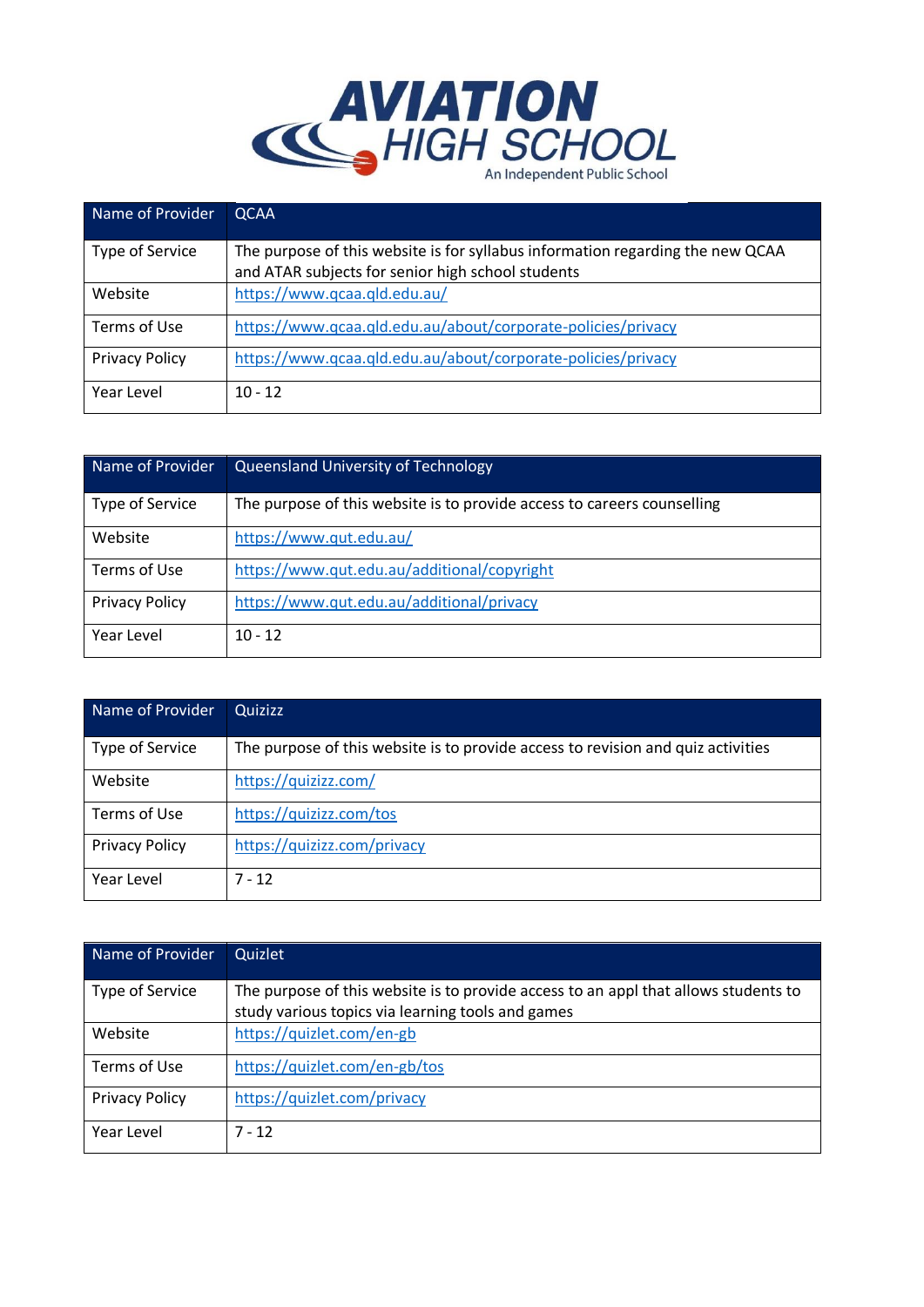| Name of Provider | QCAA |
|---|---|
| Type of Service | The purpose of this website is for syllabus information regarding the new QCAA and ATAR subjects for senior high school students |
| Website | https://www.qcaa.qld.edu.au/ |
| Terms of Use | https://www.qcaa.qld.edu.au/about/corporate-policies/privacy |
| Privacy Policy | https://www.qcaa.qld.edu.au/about/corporate-policies/privacy |
| Year Level | 10 - 12 |

| Name of Provider | Queensland University of Technology |
|---|---|
| Type of Service | The purpose of this website is to provide access to careers counselling |
| Website | https://www.qut.edu.au/ |
| Terms of Use | https://www.qut.edu.au/additional/copyright |
| Privacy Policy | https://www.qut.edu.au/additional/privacy |
| Year Level | 10 - 12 |

| Name of Provider | Quizizz |
|---|---|
| Type of Service | The purpose of this website is to provide access to revision and quiz activities |
| Website | https://quizizz.com/ |
| Terms of Use | https://quizizz.com/tos |
| Privacy Policy | https://quizizz.com/privacy |
| Year Level | 7 - 12 |

| Name of Provider | Quizlet |
|---|---|
| Type of Service | The purpose of this website is to provide access to an appl that allows students to study various topics via learning tools and games |
| Website | https://quizlet.com/en-gb |
| Terms of Use | https://quizlet.com/en-gb/tos |
| Privacy Policy | https://quizlet.com/privacy |
| Year Level | 7 - 12 |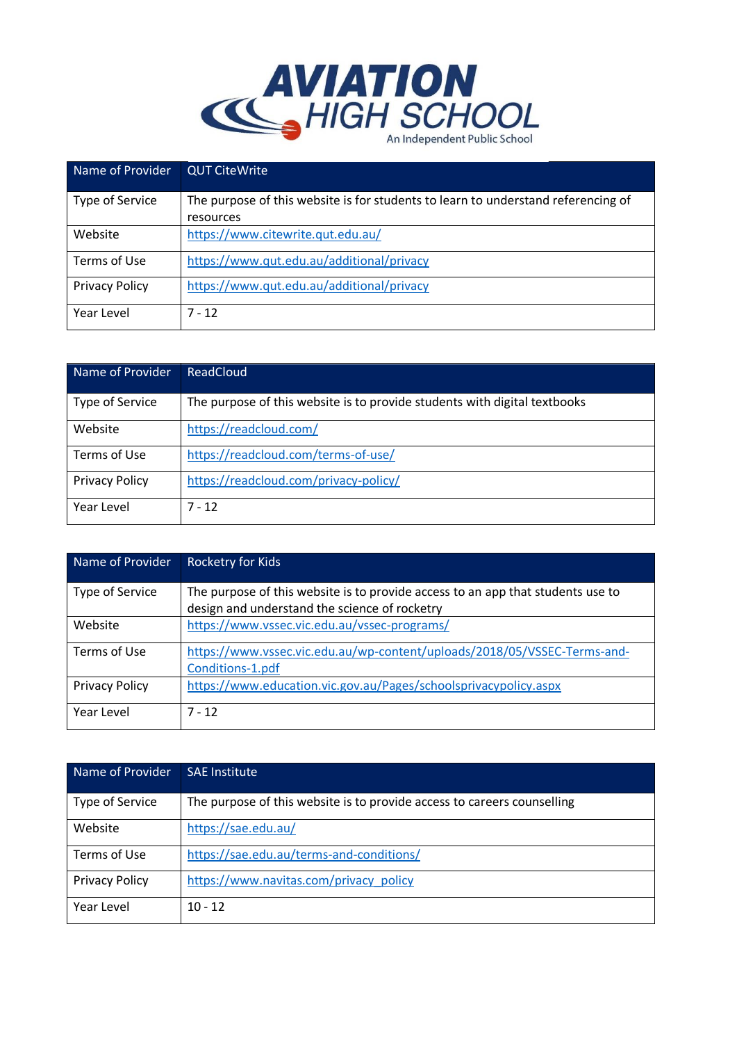| Name of Provider | QUT CiteWrite |
|---|---|
| Type of Service | The purpose of this website is for students to learn to understand referencing of resources |
| Website | https://www.citewrite.qut.edu.au/ |
| Terms of Use | https://www.qut.edu.au/additional/privacy |
| Privacy Policy | https://www.qut.edu.au/additional/privacy |
| Year Level | 7 - 12 |

| Name of Provider | ReadCloud |
|---|---|
| Type of Service | The purpose of this website is to provide students with digital textbooks |
| Website | https://readcloud.com/ |
| Terms of Use | https://readcloud.com/terms-of-use/ |
| Privacy Policy | https://readcloud.com/privacy-policy/ |
| Year Level | 7 - 12 |

| Name of Provider | Rocketry for Kids |
|---|---|
| Type of Service | The purpose of this website is to provide access to an app that students use to design and understand the science of rocketry |
| Website | https://www.vssec.vic.edu.au/vssec-programs/ |
| Terms of Use | https://www.vssec.vic.edu.au/wp-content/uploads/2018/05/VSSEC-Terms-and-Conditions-1.pdf |
| Privacy Policy | https://www.education.vic.gov.au/Pages/schoolsprivacypolicy.aspx |
| Year Level | 7 - 12 |

| Name of Provider | SAE Institute |
|---|---|
| Type of Service | The purpose of this website is to provide access to careers counselling |
| Website | https://sae.edu.au/ |
| Terms of Use | https://sae.edu.au/terms-and-conditions/ |
| Privacy Policy | https://www.navitas.com/privacy_policy |
| Year Level | 10 - 12 |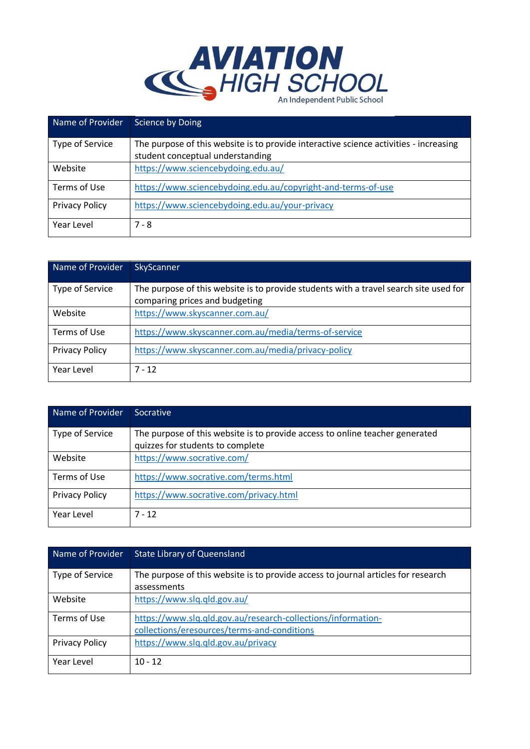| Name of Provider | Science by Doing |
|---|---|
| Type of Service | The purpose of this website is to provide interactive science activities - increasing student conceptual understanding |
| Website | https://www.sciencebydoing.edu.au/ |
| Terms of Use | https://www.sciencebydoing.edu.au/copyright-and-terms-of-use |
| Privacy Policy | https://www.sciencebydoing.edu.au/your-privacy |
| Year Level | 7 - 8 |

| Name of Provider | SkyScanner |
|---|---|
| Type of Service | The purpose of this website is to provide students with a travel search site used for comparing prices and budgeting |
| Website | https://www.skyscanner.com.au/ |
| Terms of Use | https://www.skyscanner.com.au/media/terms-of-service |
| Privacy Policy | https://www.skyscanner.com.au/media/privacy-policy |
| Year Level | 7 - 12 |

| Name of Provider | Socrative |
|---|---|
| Type of Service | The purpose of this website is to provide access to online teacher generated quizzes for students to complete |
| Website | https://www.socrative.com/ |
| Terms of Use | https://www.socrative.com/terms.html |
| Privacy Policy | https://www.socrative.com/privacy.html |
| Year Level | 7 - 12 |

| Name of Provider | State Library of Queensland |
|---|---|
| Type of Service | The purpose of this website is to provide access to journal articles for research assessments |
| Website | https://www.slq.qld.gov.au/ |
| Terms of Use | https://www.slq.qld.gov.au/research-collections/information-collections/eresources/terms-and-conditions |
| Privacy Policy | https://www.slq.qld.gov.au/privacy |
| Year Level | 10 - 12 |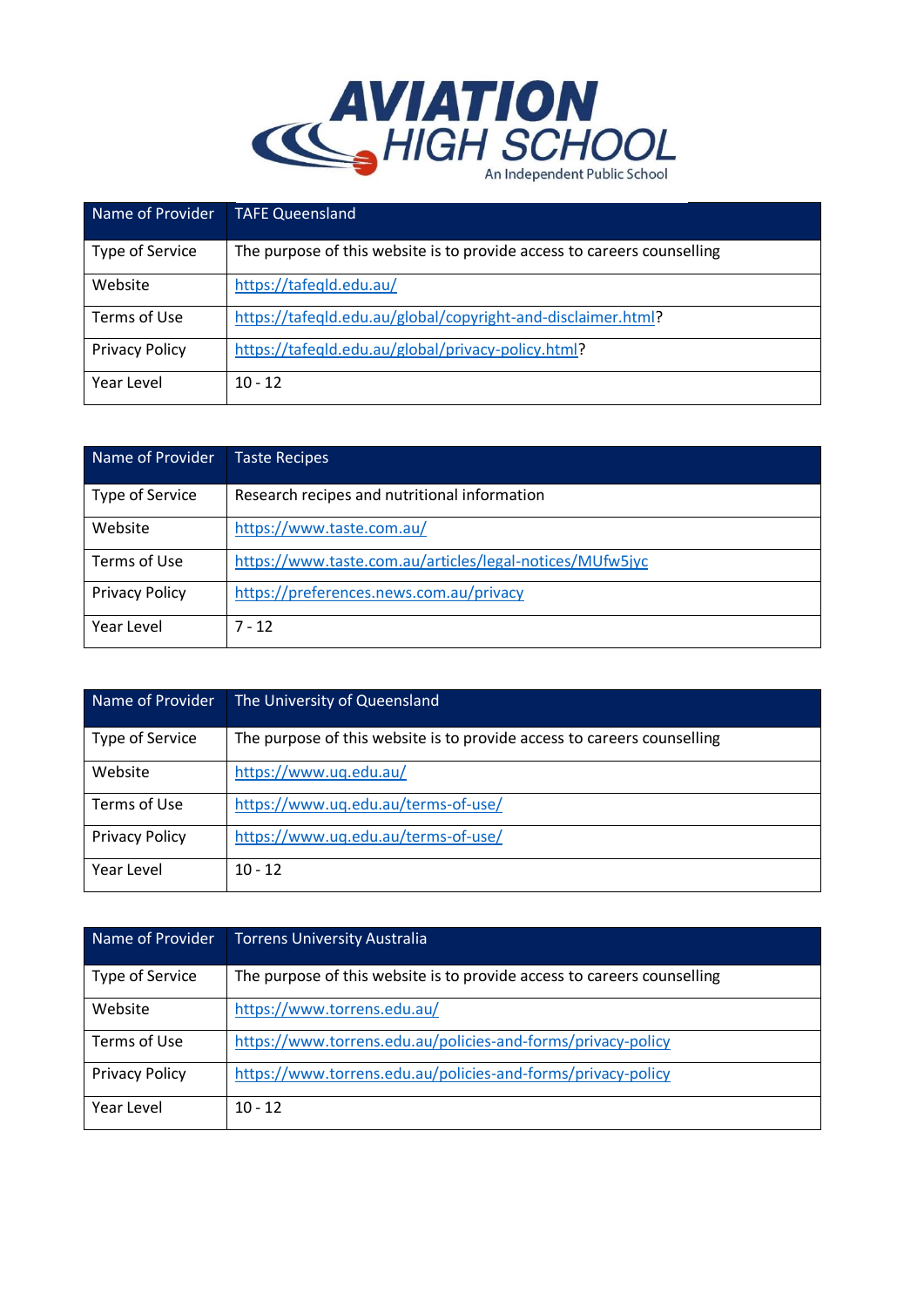| Name of Provider | TAFE Queensland |
|---|---|
| Type of Service | The purpose of this website is to provide access to careers counselling |
| Website | https://tafeqld.edu.au/ |
| Terms of Use | https://tafeqld.edu.au/global/copyright-and-disclaimer.html? |
| Privacy Policy | https://tafeqld.edu.au/global/privacy-policy.html? |
| Year Level | 10 - 12 |

| Name of Provider | Taste Recipes |
|---|---|
| Type of Service | Research recipes and nutritional information |
| Website | https://www.taste.com.au/ |
| Terms of Use | https://www.taste.com.au/articles/legal-notices/MUfw5jyc |
| Privacy Policy | https://preferences.news.com.au/privacy |
| Year Level | 7 - 12 |

| Name of Provider | The University of Queensland |
|---|---|
| Type of Service | The purpose of this website is to provide access to careers counselling |
| Website | https://www.uq.edu.au/ |
| Terms of Use | https://www.uq.edu.au/terms-of-use/ |
| Privacy Policy | https://www.uq.edu.au/terms-of-use/ |
| Year Level | 10 - 12 |

| Name of Provider | Torrens University Australia |
|---|---|
| Type of Service | The purpose of this website is to provide access to careers counselling |
| Website | https://www.torrens.edu.au/ |
| Terms of Use | https://www.torrens.edu.au/policies-and-forms/privacy-policy |
| Privacy Policy | https://www.torrens.edu.au/policies-and-forms/privacy-policy |
| Year Level | 10 - 12 |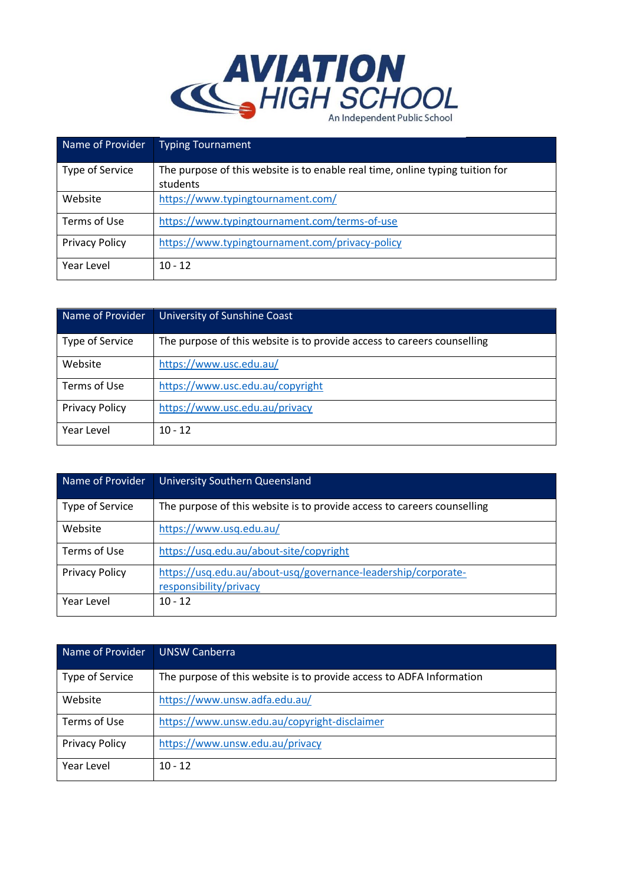| Name of Provider | Typing Tournament |
|---|---|
| Type of Service | The purpose of this website is to enable real time, online typing tuition for students |
| Website | https://www.typingtournament.com/ |
| Terms of Use | https://www.typingtournament.com/terms-of-use |
| Privacy Policy | https://www.typingtournament.com/privacy-policy |
| Year Level | 10 - 12 |

| Name of Provider | University of Sunshine Coast |
|---|---|
| Type of Service | The purpose of this website is to provide access to careers counselling |
| Website | https://www.usc.edu.au/ |
| Terms of Use | https://www.usc.edu.au/copyright |
| Privacy Policy | https://www.usc.edu.au/privacy |
| Year Level | 10 - 12 |

| Name of Provider | University Southern Queensland |
|---|---|
| Type of Service | The purpose of this website is to provide access to careers counselling |
| Website | https://www.usq.edu.au/ |
| Terms of Use | https://usq.edu.au/about-site/copyright |
| Privacy Policy | https://usq.edu.au/about-usq/governance-leadership/corporate-responsibility/privacy |
| Year Level | 10 - 12 |

| Name of Provider | UNSW Canberra |
|---|---|
| Type of Service | The purpose of this website is to provide access to ADFA Information |
| Website | https://www.unsw.adfa.edu.au/ |
| Terms of Use | https://www.unsw.edu.au/copyright-disclaimer |
| Privacy Policy | https://www.unsw.edu.au/privacy |
| Year Level | 10 - 12 |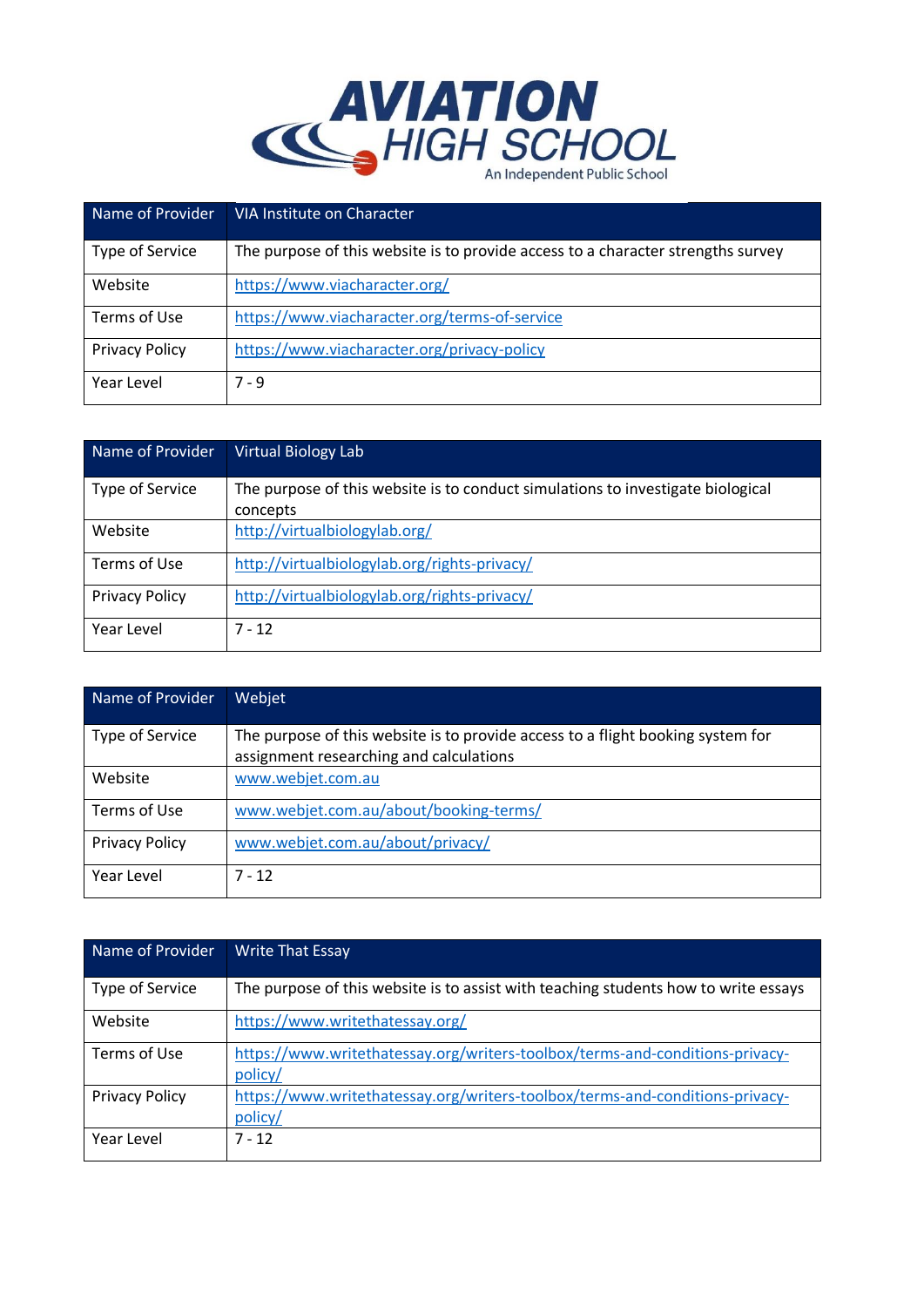| Name of Provider | VIA Institute on Character |
|---|---|
| Type of Service | The purpose of this website is to provide access to a character strengths survey |
| Website | https://www.viacharacter.org/ |
| Terms of Use | https://www.viacharacter.org/terms-of-service |
| Privacy Policy | https://www.viacharacter.org/privacy-policy |
| Year Level | 7 - 9 |

| Name of Provider | Virtual Biology Lab |
|---|---|
| Type of Service | The purpose of this website is to conduct simulations to investigate biological concepts |
| Website | http://virtualbiologylab.org/ |
| Terms of Use | http://virtualbiologylab.org/rights-privacy/ |
| Privacy Policy | http://virtualbiologylab.org/rights-privacy/ |
| Year Level | 7 - 12 |

| Name of Provider | Webjet |
|---|---|
| Type of Service | The purpose of this website is to provide access to a flight booking system for assignment researching and calculations |
| Website | www.webjet.com.au |
| Terms of Use | www.webjet.com.au/about/booking-terms/ |
| Privacy Policy | www.webjet.com.au/about/privacy/ |
| Year Level | 7 - 12 |

| Name of Provider | Write That Essay |
|---|---|
| Type of Service | The purpose of this website is to assist with teaching students how to write essays |
| Website | https://www.writethatessay.org/ |
| Terms of Use | https://www.writethatessay.org/writers-toolbox/terms-and-conditions-privacy-policy/ |
| Privacy Policy | https://www.writethatessay.org/writers-toolbox/terms-and-conditions-privacy-policy/ |
| Year Level | 7 - 12 |